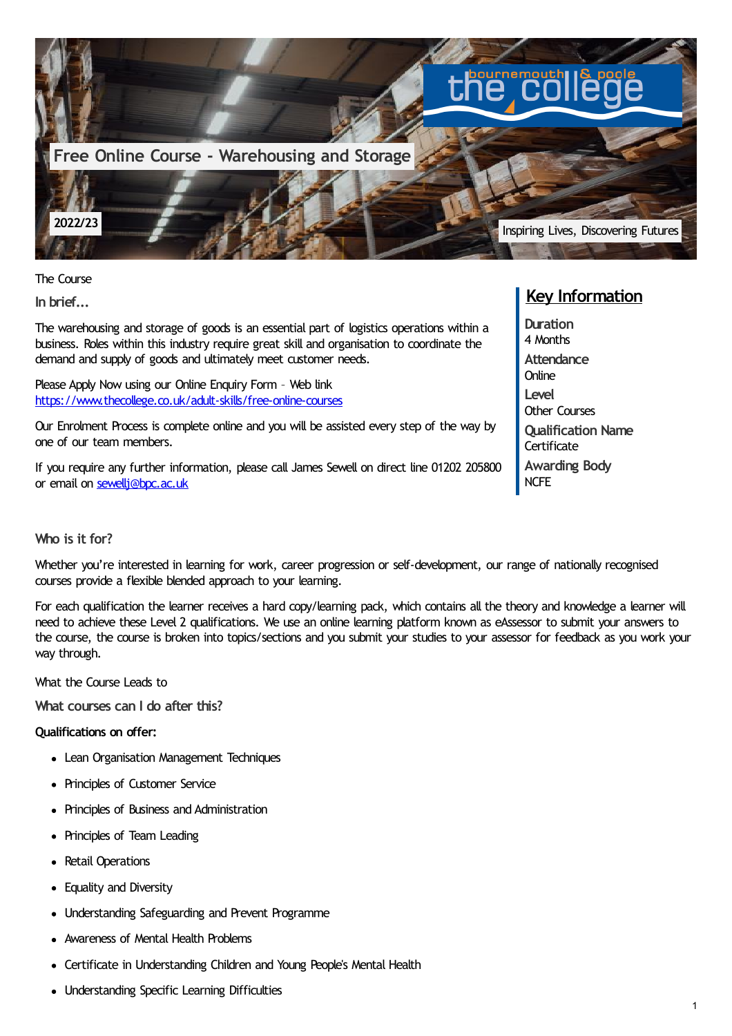# Free Online Course - Warehousing and Storage

**2022/23**

Inspiring Lives, Discovering Futures

## The Course

### In brief...

The warehousing and storage of goods is an essential part of logistics operations within a business. Roles within this industry require great skill and organisation to coordinate the demand and supply of goods and ultimately meet customer needs.

Please Apply Now using our Online Enquiry Form – Web link https://www.thecollege.co.uk/adult-skills/free-online-courses

Our Enrolment Process is complete online and you will be assisted every step of the way by one of our team members.

If you require any further information, please call James Sewell on direct line 01202 205800 or email on sewellj@bpc.ac.uk

## Key Information

**Duration**
4 Months

**Attendance**
Online

**Level**
Other Courses

**Qualification Name**
Certificate

**Awarding Body**
NCFE

### Who is it for?

Whether you're interested in learning for work, career progression or self-development, our range of nationally recognised courses provide a flexible blended approach to your learning.

For each qualification the learner receives a hard copy/learning pack, which contains all the theory and knowledge a learner will need to achieve these Level 2 qualifications. We use an online learning platform known as eAssessor to submit your answers to the course, the course is broken into topics/sections and you submit your studies to your assessor for feedback as you work your way through.

## What the Course Leads to

### What courses can I do after this?

**Qualifications on offer:**

- Lean Organisation Management Techniques
- Principles of Customer Service
- Principles of Business and Administration
- Principles of Team Leading
- Retail Operations
- Equality and Diversity
- Understanding Safeguarding and Prevent Programme
- Awareness of Mental Health Problems
- Certificate in Understanding Children and Young People's Mental Health
- Understanding Specific Learning Difficulties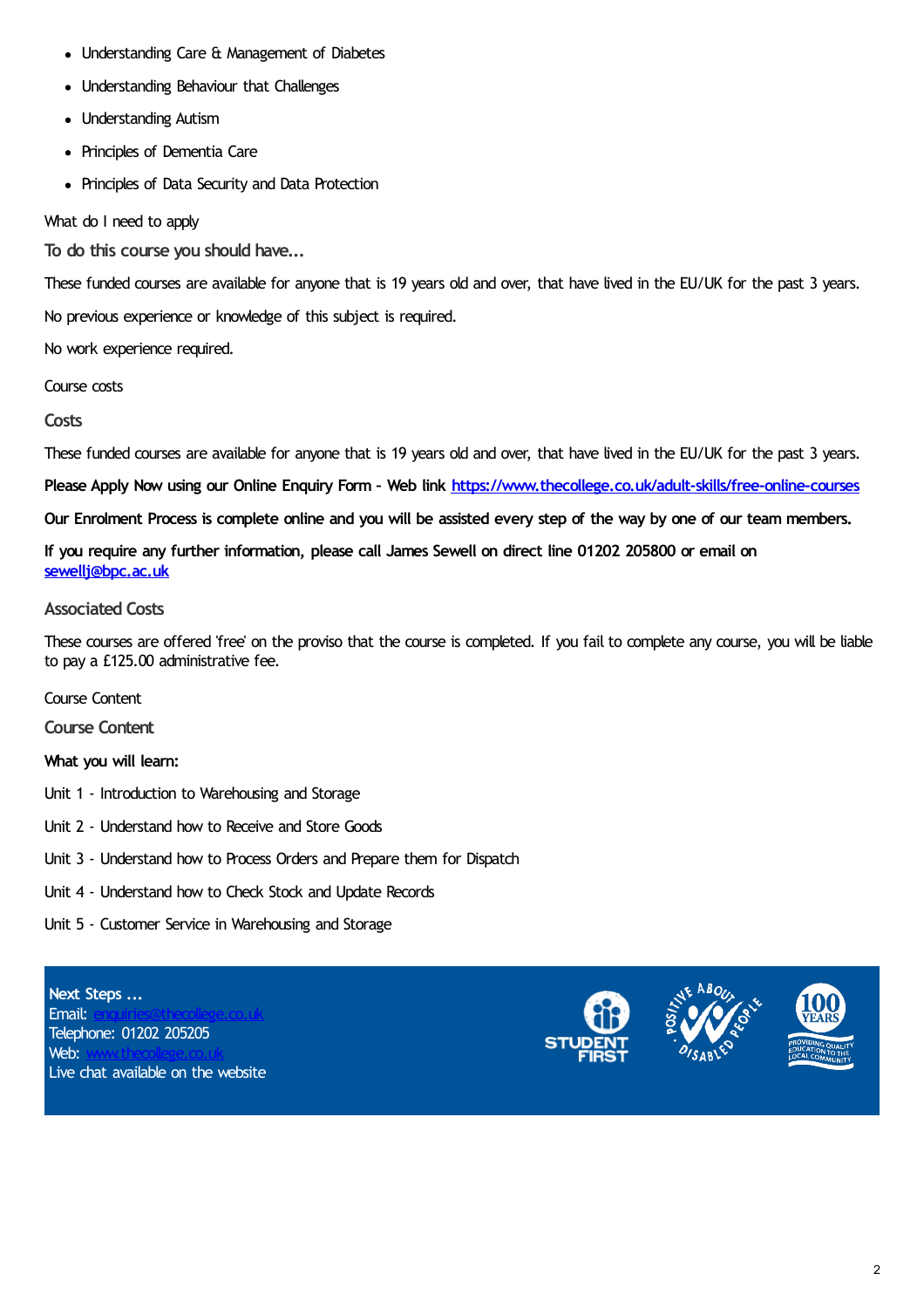- Understanding Care & Management of Diabetes
- Understanding Behaviour that Challenges
- Understanding Autism
- Principles of Dementia Care
- Principles of Data Security and Data Protection

What do I need to apply

### To do this course you should have...

These funded courses are available for anyone that is 19 years old and over, that have lived in the EU/UK for the past 3 years.

No previous experience or knowledge of this subject is required.

No work experience required.

Course costs

### Costs

These funded courses are available for anyone that is 19 years old and over, that have lived in the EU/UK for the past 3 years.

**Please Apply Now using our Online Enquiry Form - Web link [https://www.thecollege.co.uk/adult-skills/free-online-courses](https://www.thecollege.co.uk/adult-skills/free-online-courses)**

**Our Enrolment Process is complete online and you will be assisted every step of the way by one of our team members.**

**If you require any further information, please call James Sewell on direct line 01202 205800 or email on [sewellj@bpc.ac.uk](mailto:sewellj@bpc.ac.uk)**

### Associated Costs

These courses are offered 'free' on the proviso that the course is completed. If you fail to complete any course, you will be liable to pay a £125.00 administrative fee.

Course Content

### Course Content

**What you will learn:**

Unit 1 - Introduction to Warehousing and Storage

Unit 2 - Understand how to Receive and Store Goods

Unit 3 - Understand how to Process Orders and Prepare them for Dispatch

Unit 4 - Understand how to Check Stock and Update Records

Unit 5 - Customer Service in Warehousing and Storage

**Next Steps ...**
Email: [enquiries@thecollege.co.uk](mailto:enquiries@thecollege.co.uk)
Telephone: 01202 205205
Web: [www.thecollege.co.uk](http://www.thecollege.co.uk)
Live chat available on the website